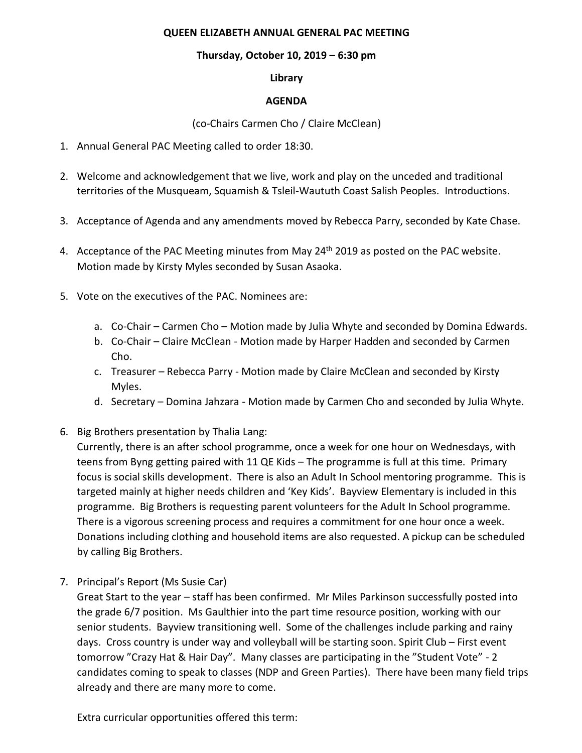# QUEEN ELIZABETH ANNUAL GENERAL PAC MEETING

**Thursday, October 10, 2019 – 6:30 pm**

**Library**

**AGENDA**

(co-Chairs Carmen Cho / Claire McClean)

1. Annual General PAC Meeting called to order 18:30.

2. Welcome and acknowledgement that we live, work and play on the unceded and traditional territories of the Musqueam, Squamish & Tsleil-Waututh Coast Salish Peoples. Introductions.

3. Acceptance of Agenda and any amendments moved by Rebecca Parry, seconded by Kate Chase.

4. Acceptance of the PAC Meeting minutes from May 24th 2019 as posted on the PAC website. Motion made by Kirsty Myles seconded by Susan Asaoka.

5. Vote on the executives of the PAC. Nominees are:

   a. Co-Chair – Carmen Cho – Motion made by Julia Whyte and seconded by Domina Edwards.
   b. Co-Chair – Claire McClean - Motion made by Harper Hadden and seconded by Carmen Cho.
   c. Treasurer – Rebecca Parry - Motion made by Claire McClean and seconded by Kirsty Myles.
   d. Secretary – Domina Jahzara - Motion made by Carmen Cho and seconded by Julia Whyte.

6. Big Brothers presentation by Thalia Lang:
   Currently, there is an after school programme, once a week for one hour on Wednesdays, with teens from Byng getting paired with 11 QE Kids – The programme is full at this time. Primary focus is social skills development. There is also an Adult In School mentoring programme. This is targeted mainly at higher needs children and 'Key Kids'. Bayview Elementary is included in this programme. Big Brothers is requesting parent volunteers for the Adult In School programme. There is a vigorous screening process and requires a commitment for one hour once a week. Donations including clothing and household items are also requested. A pickup can be scheduled by calling Big Brothers.

7. Principal's Report (Ms Susie Car)
   Great Start to the year – staff has been confirmed. Mr Miles Parkinson successfully posted into the grade 6/7 position. Ms Gaulthier into the part time resource position, working with our senior students. Bayview transitioning well. Some of the challenges include parking and rainy days. Cross country is under way and volleyball will be starting soon. Spirit Club – First event tomorrow "Crazy Hat & Hair Day". Many classes are participating in the "Student Vote" - 2 candidates coming to speak to classes (NDP and Green Parties). There have been many field trips already and there are many more to come.

   Extra curricular opportunities offered this term: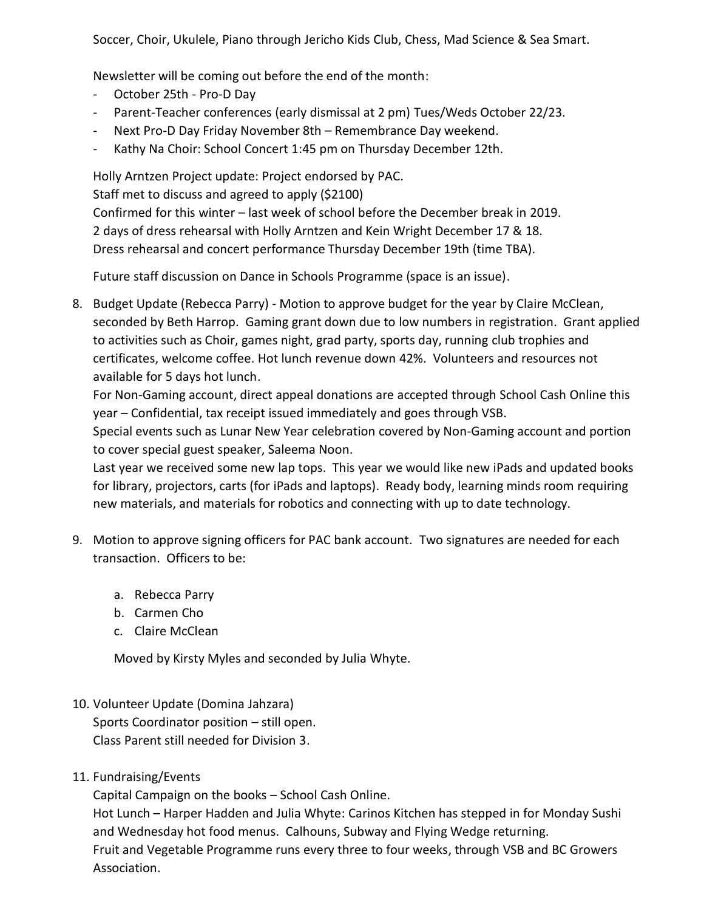Soccer, Choir, Ukulele, Piano through Jericho Kids Club, Chess, Mad Science & Sea Smart.

Newsletter will be coming out before the end of the month:

- October 25th - Pro-D Day
- Parent-Teacher conferences (early dismissal at 2 pm) Tues/Weds October 22/23.
- Next Pro-D Day Friday November 8th – Remembrance Day weekend.
- Kathy Na Choir: School Concert 1:45 pm on Thursday December 12th.

Holly Arntzen Project update: Project endorsed by PAC.
Staff met to discuss and agreed to apply ($2100)
Confirmed for this winter – last week of school before the December break in 2019.
2 days of dress rehearsal with Holly Arntzen and Kein Wright December 17 & 18.
Dress rehearsal and concert performance Thursday December 19th (time TBA).

Future staff discussion on Dance in Schools Programme (space is an issue).

8. Budget Update (Rebecca Parry) - Motion to approve budget for the year by Claire McClean, seconded by Beth Harrop. Gaming grant down due to low numbers in registration. Grant applied to activities such as Choir, games night, grad party, sports day, running club trophies and certificates, welcome coffee. Hot lunch revenue down 42%. Volunteers and resources not available for 5 days hot lunch.
   For Non-Gaming account, direct appeal donations are accepted through School Cash Online this year – Confidential, tax receipt issued immediately and goes through VSB.
   Special events such as Lunar New Year celebration covered by Non-Gaming account and portion to cover special guest speaker, Saleema Noon.
   Last year we received some new lap tops. This year we would like new iPads and updated books for library, projectors, carts (for iPads and laptops). Ready body, learning minds room requiring new materials, and materials for robotics and connecting with up to date technology.

9. Motion to approve signing officers for PAC bank account. Two signatures are needed for each transaction. Officers to be:

   a. Rebecca Parry
   b. Carmen Cho
   c. Claire McClean

   Moved by Kirsty Myles and seconded by Julia Whyte.

10. Volunteer Update (Domina Jahzara)
    Sports Coordinator position – still open.
    Class Parent still needed for Division 3.

11. Fundraising/Events
    Capital Campaign on the books – School Cash Online.
    Hot Lunch – Harper Hadden and Julia Whyte: Carinos Kitchen has stepped in for Monday Sushi and Wednesday hot food menus. Calhouns, Subway and Flying Wedge returning.
    Fruit and Vegetable Programme runs every three to four weeks, through VSB and BC Growers Association.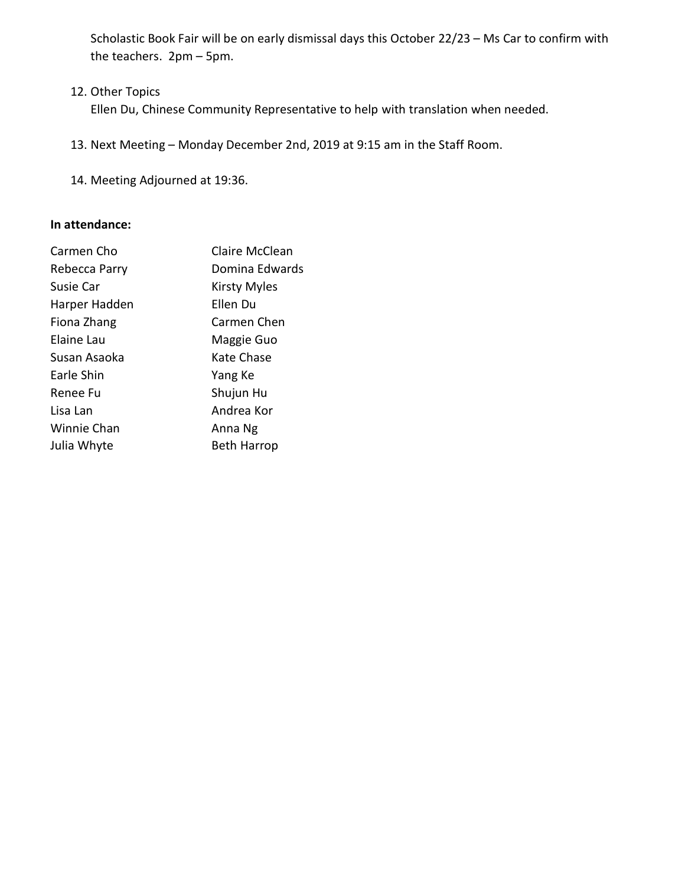Scholastic Book Fair will be on early dismissal days this October 22/23 – Ms Car to confirm with the teachers. 2pm – 5pm.

12. Other Topics
    Ellen Du, Chinese Community Representative to help with translation when needed.

13. Next Meeting – Monday December 2nd, 2019 at 9:15 am in the Staff Room.

14. Meeting Adjourned at 19:36.

**In attendance:**

| | |
|---|---|
| Carmen Cho | Claire McClean |
| Rebecca Parry | Domina Edwards |
| Susie Car | Kirsty Myles |
| Harper Hadden | Ellen Du |
| Fiona Zhang | Carmen Chen |
| Elaine Lau | Maggie Guo |
| Susan Asaoka | Kate Chase |
| Earle Shin | Yang Ke |
| Renee Fu | Shujun Hu |
| Lisa Lan | Andrea Kor |
| Winnie Chan | Anna Ng |
| Julia Whyte | Beth Harrop |